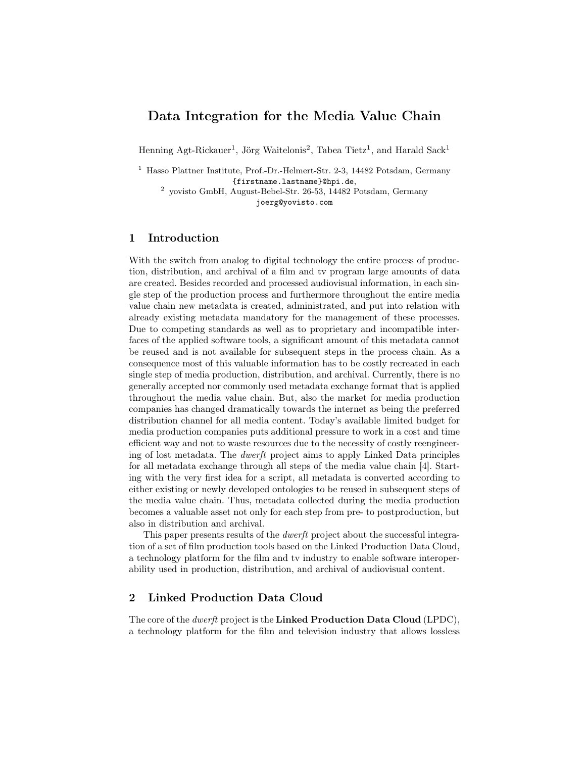# Data Integration for the Media Value Chain

Henning Agt-Rickauer[1], Jörg Waitelonis[2], Tabea Tietz[1], and Harald Sack[1]

[1] Hasso Plattner Institute, Prof.-Dr.-Helmert-Str. 2-3, 14482 Potsdam, Germany
{firstname.lastname}@hpi.de,

[2] yovisto GmbH, August-Bebel-Str. 26-53, 14482 Potsdam, Germany
joerg@yovisto.com

## 1 Introduction

With the switch from analog to digital technology the entire process of production, distribution, and archival of a film and tv program large amounts of data are created. Besides recorded and processed audiovisual information, in each single step of the production process and furthermore throughout the entire media value chain new metadata is created, administrated, and put into relation with already existing metadata mandatory for the management of these processes. Due to competing standards as well as to proprietary and incompatible interfaces of the applied software tools, a significant amount of this metadata cannot be reused and is not available for subsequent steps in the process chain. As a consequence most of this valuable information has to be costly recreated in each single step of media production, distribution, and archival. Currently, there is no generally accepted nor commonly used metadata exchange format that is applied throughout the media value chain. But, also the market for media production companies has changed dramatically towards the internet as being the preferred distribution channel for all media content. Today's available limited budget for media production companies puts additional pressure to work in a cost and time efficient way and not to waste resources due to the necessity of costly reengineering of lost metadata. The *dwerft* project aims to apply Linked Data principles for all metadata exchange through all steps of the media value chain [4]. Starting with the very first idea for a script, all metadata is converted according to either existing or newly developed ontologies to be reused in subsequent steps of the media value chain. Thus, metadata collected during the media production becomes a valuable asset not only for each step from pre- to postproduction, but also in distribution and archival.

This paper presents results of the *dwerft* project about the successful integration of a set of film production tools based on the Linked Production Data Cloud, a technology platform for the film and tv industry to enable software interoperability used in production, distribution, and archival of audiovisual content.

## 2 Linked Production Data Cloud

The core of the *dwerft* project is the **Linked Production Data Cloud** (LPDC), a technology platform for the film and television industry that allows lossless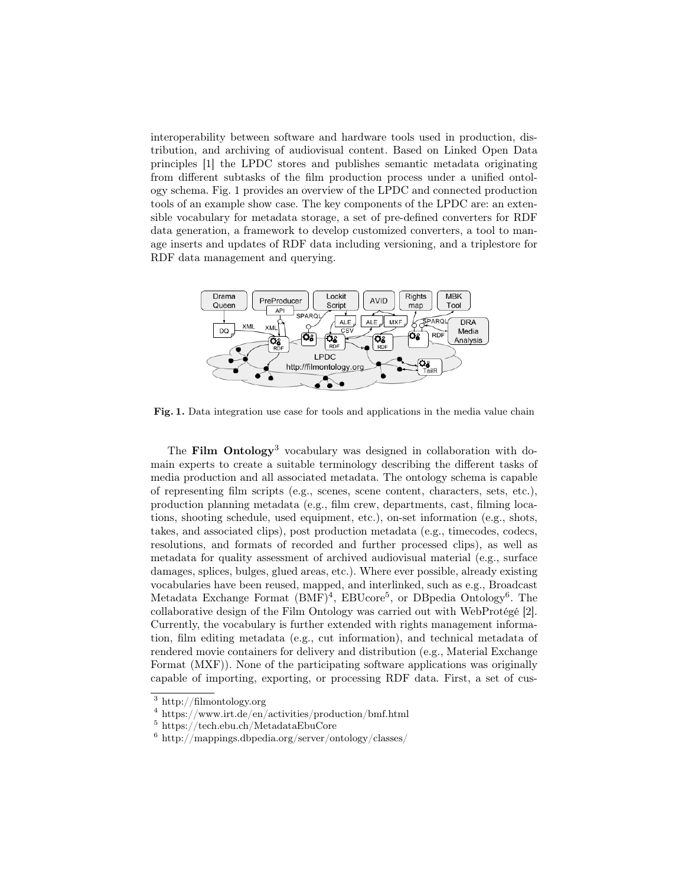interoperability between software and hardware tools used in production, distribution, and archiving of audiovisual content. Based on Linked Open Data principles [1] the LPDC stores and publishes semantic metadata originating from different subtasks of the film production process under a unified ontology schema. Fig. 1 provides an overview of the LPDC and connected production tools of an example show case. The key components of the LPDC are: an extensible vocabulary for metadata storage, a set of pre-defined converters for RDF data generation, a framework to develop customized converters, a tool to manage inserts and updates of RDF data including versioning, and a triplestore for RDF data management and querying.

**Fig. 1.** Data integration use case for tools and applications in the media value chain

The **Film Ontology**[3] vocabulary was designed in collaboration with domain experts to create a suitable terminology describing the different tasks of media production and all associated metadata. The ontology schema is capable of representing film scripts (e.g., scenes, scene content, characters, sets, etc.), production planning metadata (e.g., film crew, departments, cast, filming locations, shooting schedule, used equipment, etc.), on-set information (e.g., shots, takes, and associated clips), post production metadata (e.g., timecodes, codecs, resolutions, and formats of recorded and further processed clips), as well as metadata for quality assessment of archived audiovisual material (e.g., surface damages, splices, bulges, glued areas, etc.). Where ever possible, already existing vocabularies have been reused, mapped, and interlinked, such as e.g., Broadcast Metadata Exchange Format (BMF)[4], EBUcore[5], or DBpedia Ontology[6]. The collaborative design of the Film Ontology was carried out with WebProtégé [2]. Currently, the vocabulary is further extended with rights management information, film editing metadata (e.g., cut information), and technical metadata of rendered movie containers for delivery and distribution (e.g., Material Exchange Format (MXF)). None of the participating software applications was originally capable of importing, exporting, or processing RDF data. First, a set of cus-

[3] http://filmontology.org
[4] https://www.irt.de/en/activities/production/bmf.html
[5] https://tech.ebu.ch/MetadataEbuCore
[6] http://mappings.dbpedia.org/server/ontology/classes/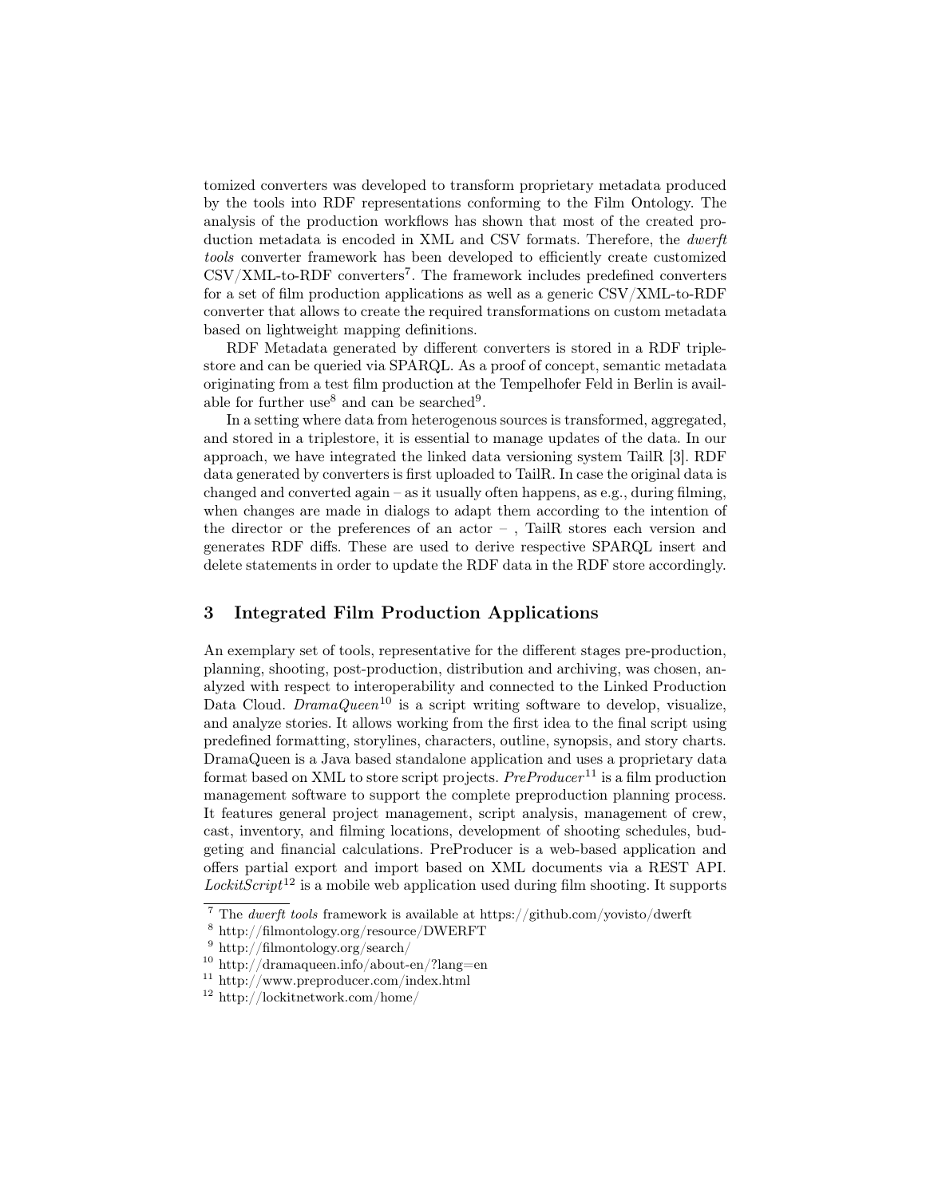tomized converters was developed to transform proprietary metadata produced by the tools into RDF representations conforming to the Film Ontology. The analysis of the production workflows has shown that most of the created production metadata is encoded in XML and CSV formats. Therefore, the *dwerft tools* converter framework has been developed to efficiently create customized CSV/XML-to-RDF converters[7]. The framework includes predefined converters for a set of film production applications as well as a generic CSV/XML-to-RDF converter that allows to create the required transformations on custom metadata based on lightweight mapping definitions.

RDF Metadata generated by different converters is stored in a RDF triplestore and can be queried via SPARQL. As a proof of concept, semantic metadata originating from a test film production at the Tempelhofer Feld in Berlin is available for further use[8] and can be searched[9].

In a setting where data from heterogenous sources is transformed, aggregated, and stored in a triplestore, it is essential to manage updates of the data. In our approach, we have integrated the linked data versioning system TailR [3]. RDF data generated by converters is first uploaded to TailR. In case the original data is changed and converted again – as it usually often happens, as e.g., during filming, when changes are made in dialogs to adapt them according to the intention of the director or the preferences of an actor – , TailR stores each version and generates RDF diffs. These are used to derive respective SPARQL insert and delete statements in order to update the RDF data in the RDF store accordingly.

## 3 Integrated Film Production Applications

An exemplary set of tools, representative for the different stages pre-production, planning, shooting, post-production, distribution and archiving, was chosen, analyzed with respect to interoperability and connected to the Linked Production Data Cloud. *DramaQueen*[10] is a script writing software to develop, visualize, and analyze stories. It allows working from the first idea to the final script using predefined formatting, storylines, characters, outline, synopsis, and story charts. DramaQueen is a Java based standalone application and uses a proprietary data format based on XML to store script projects. *PreProducer*[11] is a film production management software to support the complete preproduction planning process. It features general project management, script analysis, management of crew, cast, inventory, and filming locations, development of shooting schedules, budgeting and financial calculations. PreProducer is a web-based application and offers partial export and import based on XML documents via a REST API. *LockitScript*[12] is a mobile web application used during film shooting. It supports

---

[7] The *dwerft tools* framework is available at https://github.com/yovisto/dwerft

[8] http://filmontology.org/resource/DWERFT

[9] http://filmontology.org/search/

[10] http://dramaqueen.info/about-en/?lang=en

[11] http://www.preproducer.com/index.html

[12] http://lockitnetwork.com/home/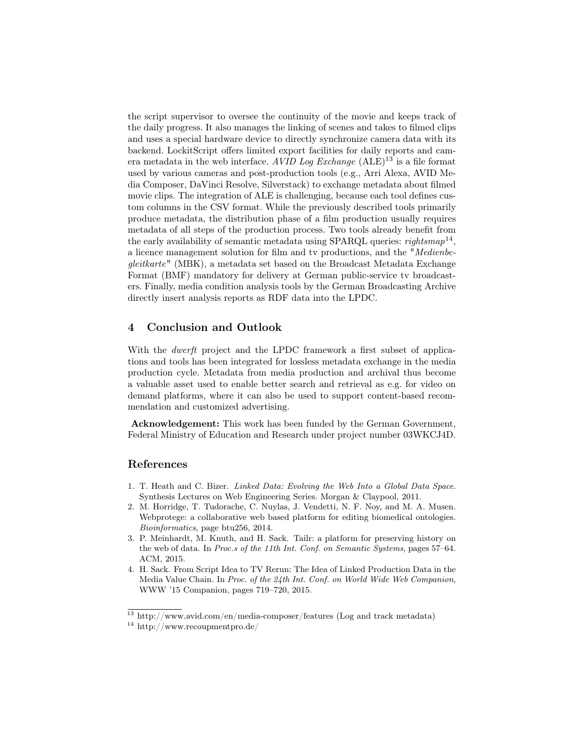the script supervisor to oversee the continuity of the movie and keeps track of the daily progress. It also manages the linking of scenes and takes to filmed clips and uses a special hardware device to directly synchronize camera data with its backend. LockitScript offers limited export facilities for daily reports and camera metadata in the web interface. *AVID Log Exchange* (ALE)[13] is a file format used by various cameras and post-production tools (e.g., Arri Alexa, AVID Media Composer, DaVinci Resolve, Silverstack) to exchange metadata about filmed movie clips. The integration of ALE is challenging, because each tool defines custom columns in the CSV format. While the previously described tools primarily produce metadata, the distribution phase of a film production usually requires metadata of all steps of the production process. Two tools already benefit from the early availability of semantic metadata using SPARQL queries: *rightsmap*[14], a licence management solution for film and tv productions, and the "*Medienbegleitkarte*" (MBK), a metadata set based on the Broadcast Metadata Exchange Format (BMF) mandatory for delivery at German public-service tv broadcasters. Finally, media condition analysis tools by the German Broadcasting Archive directly insert analysis reports as RDF data into the LPDC.

## 4 Conclusion and Outlook

With the *dwerft* project and the LPDC framework a first subset of applications and tools has been integrated for lossless metadata exchange in the media production cycle. Metadata from media production and archival thus become a valuable asset used to enable better search and retrieval as e.g. for video on demand platforms, where it can also be used to support content-based recommendation and customized advertising.

**Acknowledgement:** This work has been funded by the German Government, Federal Ministry of Education and Research under project number 03WKCJ4D.

## References

1. T. Heath and C. Bizer. *Linked Data: Evolving the Web Into a Global Data Space*. Synthesis Lectures on Web Engineering Series. Morgan & Claypool, 2011.
2. M. Horridge, T. Tudorache, C. Nuylas, J. Vendetti, N. F. Noy, and M. A. Musen. Webprotege: a collaborative web based platform for editing biomedical ontologies. *Bioinformatics*, page btu256, 2014.
3. P. Meinhardt, M. Knuth, and H. Sack. Tailr: a platform for preserving history on the web of data. In *Proc.s of the 11th Int. Conf. on Semantic Systems*, pages 57–64. ACM, 2015.
4. H. Sack. From Script Idea to TV Rerun: The Idea of Linked Production Data in the Media Value Chain. In *Proc. of the 24th Int. Conf. on World Wide Web Companion*, WWW '15 Companion, pages 719–720, 2015.

---

[13] http://www.avid.com/en/media-composer/features (Log and track metadata)

[14] http://www.recoupmentpro.de/